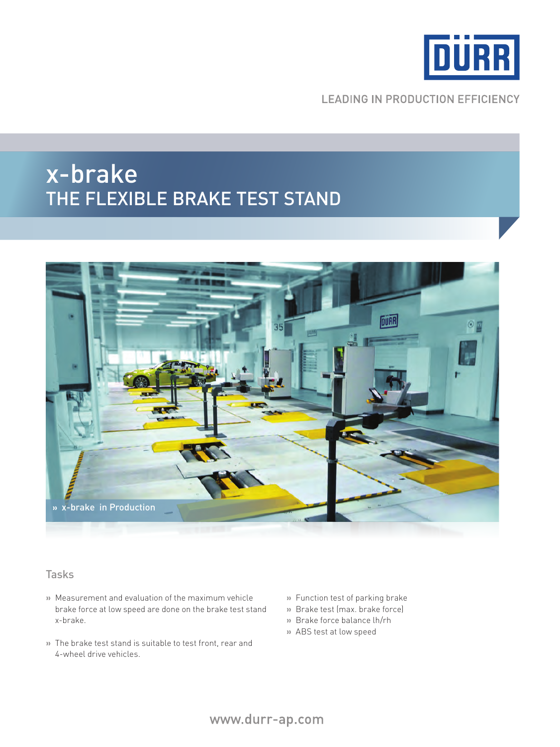DÜRR

LEADING IN PRODUCTION EFFICIENCY

# x-brake
## THE FLEXIBLE BRAKE TEST STAND

» x-brake in Production

### Tasks

- Measurement and evaluation of the maximum vehicle brake force at low speed are done on the brake test stand x-brake.
- The brake test stand is suitable to test front, rear and 4-wheel drive vehicles.

- Function test of parking brake
- Brake test (max. brake force)
- Brake force balance lh/rh
- ABS test at low speed

www.durr-ap.com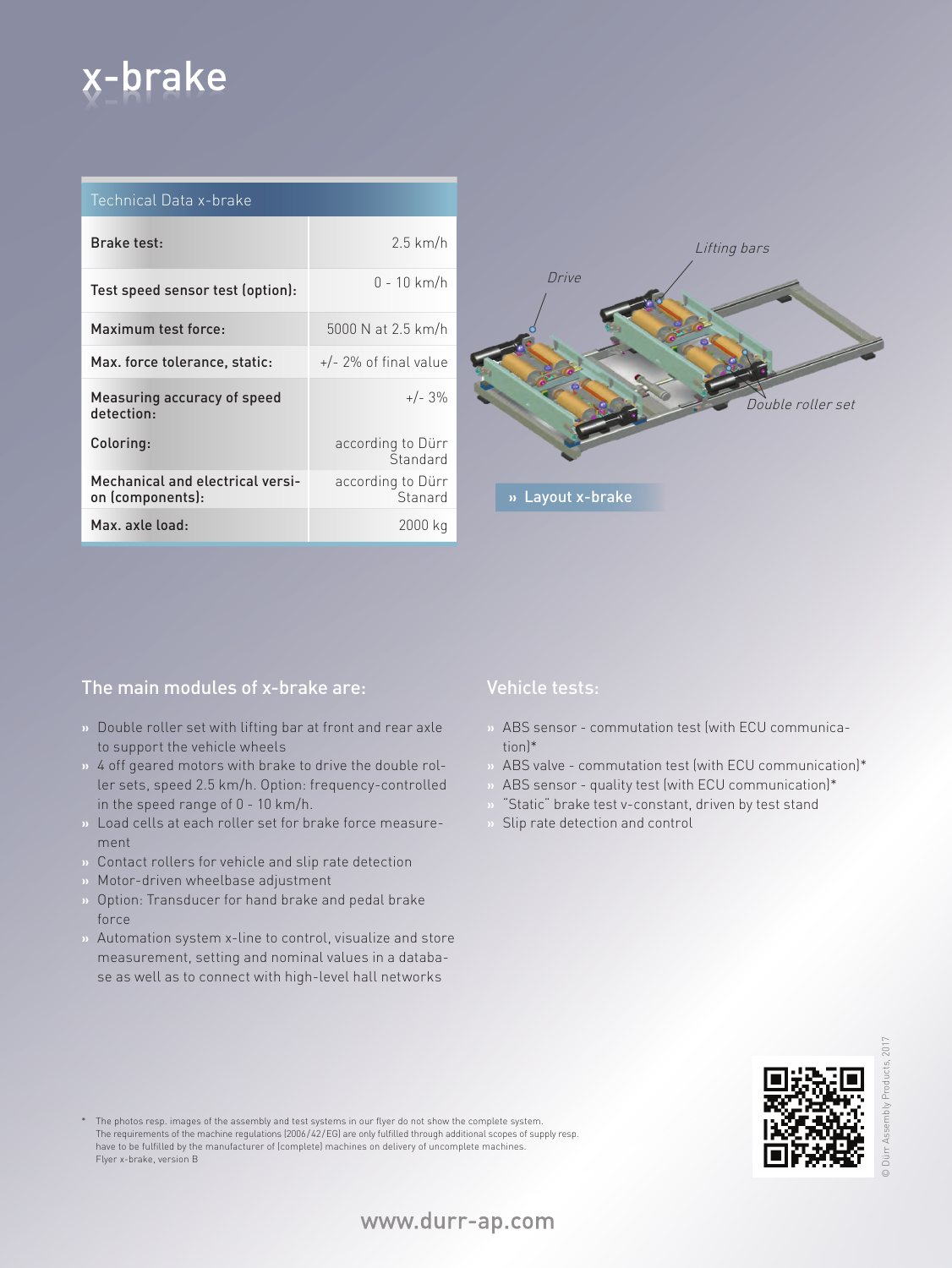# x-brake

| Technical Data x-brake | |
|---|---|
| Brake test: | 2.5 km/h |
| Test speed sensor test (option): | 0 - 10 km/h |
| Maximum test force: | 5000 N at 2.5 km/h |
| Max. force tolerance, static: | +/- 2% of final value |
| Measuring accuracy of speed detection: | +/- 3% |
| Coloring: | according to Dürr Standard |
| Mechanical and electrical version (components): | according to Dürr Stanard |
| Max. axle load: | 2000 kg |

Lifting bars

Drive

Double roller set

» Layout x-brake

## The main modules of x-brake are:

- Double roller set with lifting bar at front and rear axle to support the vehicle wheels
- 4 off geared motors with brake to drive the double roller sets, speed 2.5 km/h. Option: frequency-controlled in the speed range of 0 - 10 km/h.
- Load cells at each roller set for brake force measurement
- Contact rollers for vehicle and slip rate detection
- Motor-driven wheelbase adjustment
- Option: Transducer for hand brake and pedal brake force
- Automation system x-line to control, visualize and store measurement, setting and nominal values in a database as well as to connect with high-level hall networks

## Vehicle tests:

- ABS sensor - commutation test (with ECU communication)*
- ABS valve - commutation test (with ECU communication)*
- ABS sensor - quality test (with ECU communication)*
- "Static" brake test v-constant, driven by test stand
- Slip rate detection and control

\* The photos resp. images of the assembly and test systems in our flyer do not show the complete system.
The requirements of the machine regulations (2006/42/EG) are only fulfilled through additional scopes of supply resp. have to be fulfilled by the manufacturer of (complete) machines on delivery of uncomplete machines.
Flyer x-brake, version B

© Dürr Assembly Products, 2017

www.durr-ap.com